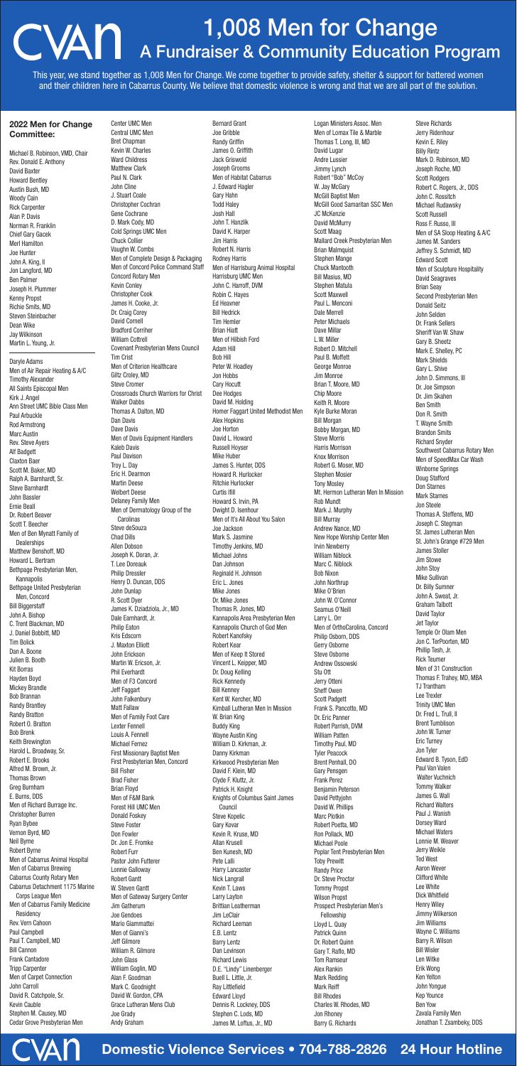# CVAN 1,008 Men for Change

## A Fundraiser & Community Education Program

This year, we stand together as 1,008 Men for Change. We come together to provide safety, shelter & support for battered women and their children here in Cabarrus County. We believe that domestic violence is wrong and that we are all part of the solution.

### 2022 Men for Change Committee:

Michael B. Robinson, VMD, Chair
Rev. Donald E. Anthony
David Baxter
Howard Bentley
Austin Bush, MD
Woody Cain
Rick Carpenter
Alan P. Davis
Norman R. Franklin
Chief Gary Gacek
Merl Hamilton
Joe Hunter
John A. King, II
Jon Langford, MD
Ben Palmer
Joseph H. Plummer
Kenny Propst
Richie Smits, MD
Steven Steinbacher
Dean Wike
Jay Wilkinson
Martin L. Young, Jr.

---

Daryle Adams
Men of Air Repair Heating & A/C
Timothy Alexander
All Saints Episcopal Men
Kirk J. Angel
Ann Street UMC Bible Class Men
Paul Arbuckle
Rod Armstrong
Marc Austin
Rev. Steve Ayers
Alf Badgett
Claxton Baer
Scott M. Baker, MD
Ralph A. Barnhardt, Sr.
Steve Barnhardt
John Bassler
Ernie Beall
Dr. Robert Beaver
Scott T. Beecher
Men of Ben Mynatt Family of Dealerships
Matthew Benshoff, MD
Howard L. Bertram
Bethpage Presbyterian Men, Kannapolis
Bethpage United Presbyterian Men, Concord
Bill Biggerstaff
John A. Bishop
C. Trent Blackman, MD
J. Daniel Bobbitt, MD
Tim Bolick
Dan A. Boone
Julien B. Booth
Kit Borras
Hayden Boyd
Mickey Brandle
Bob Brannan
Randy Brantley
Randy Bratton
Robert O. Bratton
Bob Brenk
Keith Brewington
Harold L. Broadway, Sr.
Robert E. Brooks
Alfred M. Brown, Jr.
Thomas Brown
Greg Burnham
E. Burns, DDS
Men of Richard Burrage Inc.
Christopher Burren
Ryan Bybee
Vernon Byrd, MD
Neil Byrne
Robert Byrne
Men of Cabarrus Animal Hospital
Men of Cabarrus Brewing
Cabarrus County Rotary Men
Cabarrus Detachment 1175 Marine Corps League Men
Men of Cabarrus Family Medicine Residency
Rev. Vern Cahoon
Paul Campbell
Paul T. Campbell, MD
Bill Cannon
Frank Cantadore
Tripp Carpenter
Men of Carpet Connection
John Carroll
David R. Catchpole, Sr.
Kevin Cauble
Stephen M. Causey, MD
Cedar Grove Presbyterian Men
Center UMC Men
Central UMC Men
Bret Chapman
Kevin W. Charles
Ward Childress
Matthew Clark
Paul N. Clark
John Cline
J. Stuart Coale
Christopher Cochran
Gene Cochrane
D. Mark Cody, MD
Cold Springs UMC Men
Chuck Collier
Vaughn W. Combs
Men of Complete Design & Packaging
Men of Concord Police Command Staff
Concord Rotary Men
Kevin Conley
Christopher Cook
James H. Cooke, Jr.
Dr. Craig Corey
David Cornell
Bradford Corriher
William Cottrell
Covenant Presbyterian Mens Council
Tim Crist
Men of Criterion Healthcare
Giltz Croley, MD
Steve Cromer
Crossroads Church Warriors for Christ
Walker Dabbs
Thomas A. Dalton, MD
Dan Davis
Dave Davis
Men of Davis Equipment Handlers
Kaleb Davis
Paul Davison
Troy L. Day
Eric H. Dearmon
Martin Deese
Welbert Deese
Delaney Family Men
Men of Dermatology Group of the Carolinas
Steve deSouza
Chad Dills
Allen Dobson
Joseph K. Doran, Jr.
T. Lee Doreauk
Philip Dressler
Henry D. Duncan, DDS
John Dunlap
R. Scott Dyer
James K. Dziadziola, Jr., MD
Dale Earnhardt, Jr.
Philip Eaton
Kris Edscorn
J. Maxton Elliott
John Erickson
Martin W. Ericson, Jr.
Phil Everhardt
Men of F3 Concord
Jeff Faggart
John Falkenbury
Matt Fallaw
Men of Family Foot Care
Lexter Fennell
Louis A. Fennell
Michael Fernez
First Missionary Baptist Men
First Presbyterian Men, Concord
Bill Fisher
Brad Fisher
Brian Floyd
Men of F&M Bank
Forest Hill UMC Men
Donald Foskey
Steve Foster
Don Fowler
Dr. Jon E. Fromke
Robert Furr
Pastor John Futterer
Lonnie Galloway
Robert Gantt
W. Steven Gantt
Men of Gateway Surgery Center
Jim Gatherum
Joe Gendoes
Mario Giammattei
Men of Gianni's
Jeff Gilmore
William R. Gilmore
John Glass
William Goglin, MD
Alan F. Goodman
Mark C. Goodnight
David W. Gordon, CPA
Grace Lutheran Mens Club
Joe Grady
Andy Graham
Bernard Grant
Joe Gribble
Randy Griffin
James O. Griffith
Jack Griswold
Joseph Grooms
Men of Habitat Cabarrus
J. Edward Hagler
Gary Hahn
Todd Haley
Josh Hall
John T. Hanzlik
David K. Harper
Jim Harris
Robert N. Harris
Rodney Harris
Men of Harrisburg Animal Hospital
Harrisburg UMC Men
John C. Harroff, DVM
Robin C. Hayes
Ed Heavner
Bill Hedrick
Tim Hemler
Brian Hiatt
Men of Hilbish Ford
Adam Hill
Bob Hill
Peter W. Hoadley
Jon Hobbs
Cary Hocutt
Dee Hodges
David M. Holding
Homer Faggart United Methodist Men
Alex Hopkins
Joe Horton
David L. Howard
Russell Hoyser
Mike Huber
James S. Hunter, DDS
Howard R. Hurlocker
Ritchie Hurlocker
Curtis Ifill
Howard S. Irvin, PA
Dwight D. Isenhour
Men of It's All About You Salon
Joe Jackson
Mark S. Jasmine
Timothy Jenkins, MD
Michael Johns
Dan Johnson
Reginald H. Johnson
Eric L. Jones
Mike Jones
Dr. Mike Jones
Thomas R. Jones, MD
Kannapolis Area Presbyterian Men
Kannapolis Church of God Men
Robert Kanofsky
Robert Kear
Men of Keep It Stored
Vincent L. Keipper, MD
Dr. Doug Kelling
Rick Kennedy
Bill Kenney
Kent W. Kercher, MD
Kimball Lutheran Men In Mission
W. Brian King
Buddy King
Wayne Austin King
William D. Kirkman, Jr.
Danny Kirkman
Kirkwood Presbyterian Men
David F. Klein, MD
Clyde F. Kluttz, Jr.
Patrick H. Knight
Knights of Columbus Saint James Council
Steve Kopelic
Gary Kovar
Kevin R. Kruse, MD
Allan Krusell
Ben Kunesh, MD
Pete Lalli
Harry Lancaster
Nick Langrall
Kevin T. Laws
Larry Layton
Brittian Leatherman
Jim LeClair
Richard Leeman
E.B. Lentz
Barry Lentz
Dan Levinson
Richard Lewis
D.E. "Lindy" Linenberger
Buell L. Little, Jr.
Ray Littlefield
Edward Lloyd
Dennis R. Lockney, DDS
Stephen C. Lods, MD
James M. Loftus, Jr., MD
Logan Ministers Assoc. Men
Men of Lomax Tile & Marble
Thomas T. Long, III, MD
David Lugar
Andre Lussier
Jimmy Lynch
Robert "Bob" McCoy
W. Jay McGary
McGill Baptist Men
McGill Good Samaritan SSC Men
JC McKenzie
David McMurry
Scott Maag
Mallard Creek Presbyterian Men
Brian Malmquist
Stephen Mange
Chuck Mantooth
Bill Masius, MD
Stephen Matula
Scott Maxwell
Paul L. Menconi
Dale Merrell
Peter Michaels
Dave Millar
L.W. Miller
Robert D. Mitchell
Paul B. Moffett
George Monroe
Jim Monroe
Brian T. Moore, MD
Chip Moore
Keith R. Moore
Kyle Burke Moran
Bill Morgan
Bobby Morgan, MD
Steve Morris
Harris Morrison
Knox Morrison
Robert G. Moser, MD
Stephen Mosier
Tony Mosley
Mt. Hermon Lutheran Men In Mission
Rob Mundt
Mark J. Murphy
Bill Murray
Andrew Nance, MD
New Hope Worship Center Men
Irvin Newberry
William Niblock
Marc C. Niblock
Bob Nixon
John Northrup
Mike O'Brien
John W. O'Connor
Seamus O'Neill
Larry L. Orr
Men of OrthoCarolina, Concord
Philip Osborn, DDS
Gerry Osborne
Steve Osborne
Andrew Ossowski
Stu Ott
Jerry Otteni
Sheff Owen
Scott Padgett
Frank S. Pancotto, MD
Dr. Eric Panner
Robert Parrish, DVM
William Patten
Timothy Paul, MD
Tyler Peacock
Brent Penhall, DO
Gary Pensgen
Frank Perez
Benjamin Peterson
David Pettyjohn
David W. Phillips
Marc Plotkin
Robert Poetta, MD
Ron Pollack, MD
Michael Poole
Poplar Tent Presbyterian Men
Toby Prewitt
Randy Price
Dr. Steve Proctor
Tommy Propst
Wilson Propst
Prospect Presbyterian Men's Fellowship
Lloyd L. Quay
Patrick Quinn
Dr. Robert Quinn
Gary T. Raflo, MD
Tom Ramseur
Alex Rankin
Mark Redding
Mark Reiff
Bill Rhodes
Charles W. Rhodes, MD
Jon Rhoney
Barry G. Richards
Steve Richards
Jerry Ridenhour
Kevin E. Riley
Billy Rintz
Mark D. Robinson, MD
Joseph Roche, MD
Scott Rodgers
Robert C. Rogers, Jr., DDS
John C. Rossitch
Michael Rudawsky
Scott Russell
Ross F. Russo, III
Men of SA Sloop Heating & A/C
James M. Sanders
Jeffrey S. Schmidt, MD
Edward Scott
Men of Sculpture Hospitality
David Seagraves
Brian Seay
Second Presbyterian Men
Donald Seitz
John Selden
Dr. Frank Sellers
Sheriff Van W. Shaw
Gary B. Sheetz
Mark E. Shelley, PC
Mark Shields
Gary L. Shive
John D. Simmons, III
Dr. Joe Simpson
Dr. Jim Skahen
Ben Smith
Don R. Smith
T. Wayne Smith
Brandon Smits
Richard Snyder
Southwest Cabarrus Rotary Men
Men of SpeedMax Car Wash
Winborne Springs
Doug Stafford
Don Starnes
Mark Starnes
Jon Steele
Thomas A. Steffens, MD
Joseph C. Stegman
St. James Lutheran Men
St. John's Grange #729 Men
James Stoller
Jim Stowe
John Stoy
Mike Sullivan
Dr. Billy Sumner
John A. Sweat, Jr.
Graham Talbott
David Taylor
Jet Taylor
Temple Or Olam Men
Jon C. TerPoorten, MD
Phillip Tesh, Jr.
Rick Teumer
Men of 31 Construction
Thomas F. Trahey, MD, MBA
TJ Trantham
Lee Trexler
Trinity UMC Men
Dr. Fred L. Trull, II
Brent Tumblison
John W. Turner
Eric Turney
Jon Tyler
Edward B. Tyson, EdD
Paul Van Valen
Walter Vuchnich
Tommy Walker
James G. Wall
Richard Walters
Paul J. Wanish
Dorsey Ward
Michael Waters
Lonnie M. Weaver
Jerry Weikle
Ted West
Aaron Wever
Clifford White
Lee White
Dick Whitfield
Henry Wiley
Jimmy Wilkerson
Jim Williams
Wayne C. Williams
Barry R. Wilson
Bill Wisler
Len Witke
Erik Wong
Ken Yelton
John Yongue
Kep Younce
Ben Yow
Zavala Family Men
Jonathan T. Zsambeky, DDS

CVAN **Domestic Violence Services • 704-788-2826 24 Hour Hotline**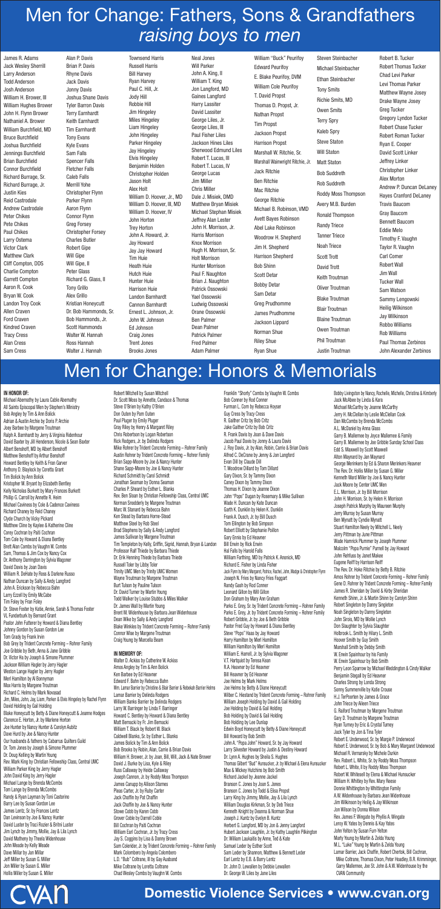# Men for Change: Fathers, Sons & Grandfathers *raising boys to men*

James R. Adams
Jack Wesley Sherrill
Larry Anderson
Todd Anderson
Josh Anderson
William H. Brower, III
William Hughes Brower
John H. Flynn Brower
Nathaniel A. Brower
William Burchfield, MD
Bruce Burchfield
Joshua Burchfield
Jennings Burchfield
Brian Burchfield
Connor Burchfield
Richard Burrage, Sr.
Richard Burrage, Jr.
Justin Kies
Reid Castrodale
Andrew Castrodale
Peter Chikes
Pete Chikes
Paul Chikes
Larry Ostema
Victor Clark
Matthew Clark
Cliff Compton, DDS
Charlie Compton
Garrett Compton
Aaron R. Cook
Bryan W. Cook
Landon Troy Cook
Allen Craven
Ford Craven
Kindred Craven
Tracy Cress
Alan Cress
Sam Cress

Alan P. Davis
Brian P. Davis
Rhyne Davis
Jack Davis
Jonny Davis
Joshua Shane Davis
Tyler Barron Davis
Terry Earnhardt
Keith Earnhardt
Tim Earnhardt
Tony Evans
Kyle Evans
Sam Falls
Spencer Falls
Fletcher Falls
Caleb Falls
Merrill Yohe
Christopher Flynn
Parker Flynn
Aaron Flynn
Connor Flynn
Greg Forsey
Christopher Forsey
Charles Butler
Robert Gipe
Will Gipe
Will Gipe, II
Peter Glass
Richard G. Glass, II
Tony Grillo
Alex Grillo
Kristian Honeycutt
Dr. Bob Hammonds, Sr.
Bob Hammonds, Jr.
Scott Hammonds
Walter W. Hannah
Ross Hannah
Walter J. Hannah

Townsend Harris
Russell Harris
Bill Harvey
Ryan Harvey
Paul C. Hill, Jr.
Jody Hill
Robbie Hill
Jim Hingeley
Miles Hingeley
Liam Hingeley
John Hingeley
Parker Hingeley
Jay Hingeley
Elvis Hingeley
Benjamin Holden
Christopher Holden
Jason Holt
Alex Holt
William D. Hoover, Jr., MD
William D. Hoover, III, MD
William D. Hoover, IV
John Horton
Trey Horton
John A. Howard, Jr.
Jay Howard
Jay Jay Howard
Tim Huie
Heath Huie
Hutch Huie
Hunter Huie
Harrison Huie
Landon Barnhardt
Cannon Barnhardt
Ernest L. Johnson, Jr.
John W. Johnson
Ed Johnson
Craig Jones
Trent Jones
Brooks Jones

Neal Jones
Will Parker
John A. King, II
William T. King
Jon Langford, MD
Gaines Langford
Harry Lassiter
David Lassiter
George Liles, Jr.
George Liles, III
Paul Fisher Liles
Jackson Hines Liles
Sherwood Edmund Liles
Robert T. Lucas, III
Robert T. Lucas, IV
George Lucas
Jim Miller
Chris Miller
Dale J. Misiek, DMD
Matthew Bryan Misiek
Michael Stephan Misiek
Jeffrey Alan Lester
John H. Morrison, Jr.
Harris Morrison
Knox Morrison
Hugh H. Morrison, Sr.
Holt Morrison
Hunter Morrison
Paul F. Naughton
Brian J. Naughton
Patrick Ossowski
Yael Ossowski
Ludwig Ossowski
Orane Ossowski
Ben Palmer
Dean Palmer
Patrick Palmer
Fred Palmer
Adam Palmer

William "Buck" Peurifoy
Edward Peurifoy
E. Blake Peurifoy, DVM
William Cole Peurifoy
T. David Propst
Thomas D. Propst, Jr.
Nathan Propst
Tim Propst
Jackson Propst
Harrison Propst
Marshall W. Ritchie, Sr.
Marshall Wainwright Ritchie, Jr.
Jack Ritchie
Ben Ritchie
Mac Ritchie
George Ritchie
Michael B. Robinson, VMD
Avett Bayes Robinson
Abel Lake Robinson
Woodrow H. Shepherd
Jim H. Shepherd
Harrison Shepherd
Bob Shinn
Scott Detar
Bobby Detar
Sam Detar
Greg Prudhomme
James Prudhomme
Jackson Lippard
Norman Shue
Riley Shue
Ryan Shue

Steven Steinbacher
Michael Steinbacher
Ethan Steinbacher
Tony Smits
Richie Smits, MD
Owen Smits
Terry Spry
Kaleb Spry
Steve Staton
Will Staton
Matt Staton
Bob Suddreth
Rob Suddreth
Roddy Moss Thompson
Avery M.B. Burden
Ronald Thompson
Randy Triece
Tanner Triece
Noah Triece
Scott Trott
David Trott
Keith Troutman
Oliver Troutman
Blake Troutman
Blair Troutman
Blaine Troutman
Owen Troutman
Phil Troutman
Justin Troutman

Robert B. Tucker
Robert Thomas Tucker
Chad Levi Parker
Levi Thomas Parker
Matthew Wayne Josey
Drake Wayne Josey
Greg Tucker
Gregory Lyndon Tucker
Robert Chase Tucker
Robert Roman Tucker
Ryan E. Cooper
David Scott Linker
Jeffrey Linker
Christopher Linker
Alex Morton
Andrew P. Duncan DeLaney
Hayes Cranford DeLaney
Travis Baucom
Gray Baucom
Bennett Baucom
Eddie Melo
Timothy F. Vaughn
Taylor R. Vaughn
Carl Corner
Robert Wall
Jim Wall
Tucker Wall
Sam Watson
Sammy Lengowski
Heilig Wilkinson
Jay Wilkinson
Robbo Williams
Rob Williams
Paul Thomas Zerbinos
John Alexander Zerbinos

# Men for Change: Honors & Memorials

**IN HONOR OF:**
Michael Abernathy by Laura Cable Abernathy
All Saints Episcopal Men by Stephen's Ministry
Bob Angley by Tim & Ann Bolick
Adrian & Austin Archie by Doris P. Archie
Joey Barbee by Margene Troutman
Ralph A. Barnhardt by Jerry & Virginia Ridenhour
David Baxter by Jill Henderson, Nicole & Sean Baxter
Albert Benshoff, MD by Albert Benshoff
Matthew Benshoff by Arthur Benshoff
Howard Bentley by Keith & Fran Garver
Anthony D. Blaylock by Coretta Grant
Tim Bolick by Ann Bolick
Kristopher M. Bryant by Elizabeth Bentley
Kelly Nicholas Burkett by Mary Frances Burkett
Phillip G. Carroll by Annette R. Heim
Michael Caviness by Cole & Cadence Caviness
Richard Chaney by Reid Chaney
Clyde Church by Vicky Pickard
Matthew Cline by Kaylee & Katherine Cline
Corey Cochran by Patti Cochran
Tom Cole by Howard & Diana Bentley
Brett Alan Combs by Vaughn W. Combs
Sam, Thomas & Jim Cox by Nancy Cox
Dr. Anthony Darrington by Sylvia Wagoner
David Davis by Joan Davis
William R. DeHate by Ross & Darlene Russo
Nathan Duncan by Sally & Andy Langford
John A. Erickson by Rebecca Bahn
Larry Ezzell by Emily McCabe
Tim Foley by Fran Foley
Dr. Steve Foster by Katie, Annie, Sarah & Thomas Foster
VL Funderburk by Bernard Grant
Pastor John Futterer by Howard & Diana Bentley
Johnny Gordon by Susan Gordon Lee
Tom Grady by Frank Irvin
Bob Grey by Trident Concrete Forming – Rohrer Family
Joe Gribble by Beth, Anna & Jane Gribble
Dr. Victor Ha by Joseph & Simone Plummer
Jackson William Hagler by Jerry Hagler
Weston Lange Hagler by Jerry Hagler
Merl Hamilton by Al Bonnyman
Max Harris by Margene Troutman
Richard C. Helms by Mark Novasad
Jim, Miles, John, Jay, Liam, Parker & Elvis Hingeley by Rachel Flynn
David Holding by Gail Holding
Blake Honeycutt by Betty & Diane Honeycutt & Jeanne Hodges
Clarence E. Horton, Jr. by Marlene Horton
Joe Hunter by Nancy Hunter & Carolyn Aubitz
Dave Hurd by Joe & Nancy Hunter
Our husbands & fathers by Cabarrus Quilters Guild
Dr. Tom Jones by Joseph & Simone Plummer
Dr. Doug Kelling by Martin Young
Rev. Mark King by Christian Fellowship Class, Central UMC
William Parker King by Jerry Hagler
John David King by Jerry Hagler
Michael Lange by Brenda McCombs
Tom Lange by Brenda McCombs
Randy & Ryan Layman by Toni Castorino
Barry Lee by Susan Gordon Lee
James Lentz, Sr. by Frances Lentz
Dan Levinson by Joe & Nancy Hunter
David Luster by Traci Rozier & Britni Luster
Jim Lynch by Jimmy, Mollie, Jay & Lila Lynch
David Matheny by Theela Widenhouse
John Meade by Kelly Meade
Dave Millar by Jan Millar
Jeff Miller by Susan G. Miller
Jon Miller by Susan G. Miller
Hollis Miller by Susan G. Miller
Robert Mitchell by Susan Mitchell
Dr. Scott Moss by Annette, Candace & Thomas
Steve O'Brien by Kathy O'Brien
Don Outen by Pam Outen
Paul Pluger by Emily Pluger
Gray Riley by Henry & Margaret Riley
Chris Robertson by Logan Robertson
Rick Rodgers, Jr. by Delinda Rodgers
Mike Rohrer by Trident Concrete Forming – Rohrer Family
Austin Rohrer by Trident Concrete Forming – Rohrer Family
Brian Sapp-Moore by Joe & Nancy Hunter
Shane Sapp-Moore by Joe & Nancy Hunter
Richard Schmidt by Carol Schmidt
Jonathan Seaman by Donna Seaman
Charles P. Sheard by Esther L. Blanks
Rev. Ben Sloan by Christian Fellowship Class, Central UMC
Norman Smodderly by Margene Troutman
Marc W. Stanard by Rebecca Bahn
Ken Stead by Barbara Horne-Stead
Matthew Steel by Rob Steel
Brad Stephens by Sally & Andy Langford
James Sullivan by Margene Troutman
Tim Templeton by Kelly, Griffin, Sigrid, Hannah, Bryan & Landon
Professor Ralf Thiede by Barbara Thiede
Dr. Erik Henning Thiede by Barbara Thiede
Russell Toler by Libby Toler
Trinity UMC Men by Trinity UMC Women
Wayne Troutman by Margene Troutman
Burt Tulson by Pauline Tulson
Dr. David Turner by Martin Young
Todd Walker by Louise Stubbs & Miles Walker
Dr. James Wall by Martin Young
Brent M. Widenhouse by Barbara Jean Widenhouse
Dean Wike by Sally & Andy Langford
Blake Winkles by Trident Concrete Forming – Rohrer Family
Connor Wise by Margene Troutman
Craig Young by Marcella Beam

**IN MEMORY OF:**
Walter O. Ackiss by Catherine W. Ackiss
Amos Angley by Tim & Ann Bolick
Ken Barbee by Ed Heavner
Edward F. Bahn by Rebecca Bahn
Wm. Lamar Barrier by Christine & Blair Barrier & Rebekah Barrier Helms
Lamar Barrier by Delinda Rodgers
William Banks Barrier by Delinda Rodgers
Larry W. Barringer by Linda F. Barringer
Howard C. Bentley by Howard & Diana Bentley
Matt Bernacki by Fr. Jim Bernacki
William T. Black by Robert W. Black
Caldwell Blanks, Sr. by Esther L. Blanks
James Bolick by Tim & Ann Bolick
Bob Brooks by Robin, Alan, Carrie & Brian Davis
William H. Brower, Jr. by Joan, Bill, Will, Jack & Nate Brower
David J. Burke by Lisa, Kyle & Riley
Russ Callaway by Heide Callaway
Joseph Cannon, Jr. by Roddy Moss Thompson
James Canupp by Allison Starnes
Pleas Carter, Jr. by Ruby Carter
Jack Chaffin by Pat Chaffin
Jack Chaffin by Joe & Nancy Hunter
Stowe Cobb by Karen Cobb
Grover Coble by Darrell Coble
Bill Cochran by Patti Cochran
William Earl Cochran, Jr. by Tracy Cress
Jay S. Coggins by Lisa & Danny Brown
Sam Colerider, Jr. by Trident Concrete Forming – Rohrer Family
Mark Colombero by Angela Colombero
L.D. "Bub" Coltrane, III by Gay Ausband
Mike Coltrane by Loretta Coltrane
Chad Wesley Combs by Vaughn W. Combs
Franklin "Shorty" Combs by Vaughn W. Combs
Bob Conner by Rod Conner
Furman L. Corn by Rebecca Hoyser
Guy Cress by Tracy Cress
R. Gaither Critz by Bob Critz
Jake Gaither Critz by Bob Critz
R. Frank Davis by Joan & Dave Davis
Jacob Paul Davis by Jonny & Laura Davis
J. Roy Davis, Jr. by Alan, Robin, Carrie & Brian Davis
Alfred C. DeCrane by Jenny & Jon Langford
Evan Dill by Claude Dill
T. Woodrow Dillard by Tom Dillard
Gary Dixon, Sr. by Tammy Dixon
Carey Dixon by Tammy Dixon
Thomas H. Dixon by Jeanne Dixon
John "Pops" Dugan by Rosemary & Mike Sullivan
Wade H. Duncan by Kate Duncan
Garth K. Dunklin by Helen K. Dunklin
Frank A. Dusch, Jr. by Bill Dusch
Tom Ellington by Bob Simpson
Robert Elliott by Stephanie Poillon
Gary Ennis by Ed Heavner
Bill Erwin by Rick Erwin
Hal Falls by Harold Falls
William Farthing, MD by Patrick K. Anonick, MD
Richard E. Fisher by Linda Fisher
Jack Flynn by Mary Margaret, Patrick, Rachel, John, Madge & Christopher Flynn
Joseph N. Fries by Nancy Fries Faggart
Randy Gash by Rod Conner
Leonard Gillon by Will Gillon
Don Graham by Mary Ann Graham
Parks E. Grey, Sr. by Trident Concrete Forming – Rohrer Family
Parks E. Grey, Jr. by Trident Concrete Forming – Rohrer Family
Robert Gribble, Jr. by Joe & Beth Gribble
Pastor Fred Guy by Howard & Diana Bentley
Steve "Pops" Haas by Jay Howard
Harry Hamilton by Merl Hamilton
William Hamilton by Merl Hamilton
William E. Harrell, Jr. by Sylvia Wagoner
V.T. Hartquist by Teresa Kean
R.A. Heavner by Ed Heavner
Bill Heavner by Ed Heavner
Joe Helms by Mark Helms
Joe Helms by Betty & Diane Honeycutt
Wilber C. Hiestand by Trident Concrete Forming – Rohrer Family
William Joseph Holding by David & Gail Holding
Joe Holding by David & Gail Holding
Bob Holding by David & Gail Holding
Bob Holding by Lee Dunlap
Edwin Boyd Honeycutt by Betty & Diane Honeycutt
Bill Howard by Bob Smith
John A. "Popa John" Howard, Sr. by Jay Howard
Larry Silvester Howard by Justin & Destiny Howard
Dr. Lynn A. Hughes by Sheila S. Hughes
Thomas Gilbert "Bud" Hunsucker, Jr. by Michael & Elena Hunsucker
Max & Mickey Hutchins by Bob Smith
Richard Jackel by Jeanne Jackel
Branson C. Jones by Joan S. Jones
Branson C. Jones by Todd & Elisa Propst
Larry King by Jimmy, Mollie, Jay & Lila Lynch
William Douglas Kirkman, Sr. by Deb Triece
Kenneth Knight by Deanna & Norman Shue
Joseph J. Kuntz by Evelyn B. Kuntz
Herbert G. Langford, MD by Jon & Jenny Langford
Hubert Jackson Laughlin, Jr. by Kathy Laughlin Pilkington
Dr. William Laukaitis by Anne, Ted & Kate
Samuel Leder by Esther Scott
Sam Leder by Shannon, Matthew & Bennett Leder
Earl Lentz by E.B. & Barry Lentz
Dr. John D. Lewallen by Debbie Lewallen
Dr. George W. Liles by Jane Liles
Bobby Livingston by Nancy, Rochelle, Michelle, Christina & Kimberly
Jack McAbee by Linda & Kara
Michael McCarthy by Jeanne McCarthy
Jerry H. McClellan by Leslie McClellan Cook
Dan McCombs by Brenda McCombs
A.L. McDaniel by Anna Glass
Garry B. Mallernee by Joyce Mallernee & Family
Garry B. Mallernee by Joe Gribble Sunday School Class
Edd S. Maxwell by Scott Maxwell
Alton Maynard by Jan Maynard
George Merinkers by Ed & Sharon Merinkers Heavner
The Rev. Dr. Hollis Miller by Susan G. Miller
Kenneth Ward Miller by Joe & Nancy Hunter
Jack Moore by Center UMC Men
E.L. Morrison, Jr. by Bill Morrison
John H. Morrison, Sr. by Helen H. Morrison
Joseph Patrick Murphy by Maureen Murphy
Jerry Murray by Susan Murray
Ben Mynatt by Cyndie Mynatt
Stuart Hamilton Neely by Mitchell L. Neely
Jerry Pittman by June Pittman
Wade Hamrick Plummer by Joseph Plummer
Malcolm "Popa Purnie" Purnell by Jay Howard
John Rehfuss by Janet Makee
Eugene Reiff by Harrison Reiff
The Rev. Dr. Hoke Ritchie by Betty B. Ritchie
Amos Rohrer by Trident Concrete Forming – Rohrer Family
Gene D. Rohrer by Trident Concrete Forming – Rohrer Family
James R. Sheridan by David & Kirby Sheridan
Kenneth Shinn, Jr. & Martin Shinn by Carolyn Shinn
Robert Singleton by Danny Singleton
Noah Singleton by Danny Singleton
John Sirois, MD by Mollie Lynch
Don Slaughter by Sylvia Slaughter
Holbrook L. Smith by Hilary L. Smith
Hoover Smith by Guy Smith
Marshall Smith by Debby Smith
W. Erwin Spainhour by his Family
W. Erwin Spainhour by Bob Smith
Perry Leon Sparrow by Michael Weddington & Cindy Walker
Benjamin Stegall by Ed Heavner
Charles Strong by Londa Strong
Sonny Summerville by Katie Crouse
H.J. TerPoorten by James & Grace
John Triece by Aileen Triece
G. Raiford Troutman by Margene Troutman
Gary D. Troutman by Margene Troutman
Ryan Turney by Eric & Crystal Turney
Jack Tyler by Jon & Tina Tyler
Robert E. Underwood, Sr. by Margie P. Underwood
Robert E. Underwood, Sr. by Bob & Mary Margaret Underwood
Michael R. Vernarsky by Michele Durkin
Rev. Robert L. White, Sr. by Roddy Moss Thompson
Robert L. White, II by Roddy Moss Thompson
Robert W. Whitesell by Elena & Michael Hunsucker
William H. Whitley by Rev. Mary Reese
Donnie Whittington by Whittington Family
A.W. Widenhouse by Barbara Jean Widenhouse
Jim Wilkinson by Heilig & Jay Wilkinson
Jon Wilson by Donna Wilson
Rev. James F. Wingate by Phyllis A. Wingate
Leroy W. Yates by Dennis & Kay Yates
John Yelton by Susan Funr-Yelton
Marty Young by Martin & Zelda Young
M.L. "Luke" Young by Martin & Zelda Young
Lamar Barrier, Jack Chaffin, Robert Chertok, Bill Cochran, Mike Coltrane, Thomas Dixon, Peter Hoadley, B.R. Krimminger, Garry Mallernee, Joe St. John & A.W. Widenhouse by the CVAN Community

CVAN

**Domestic Violence Services • www.cvan.org**